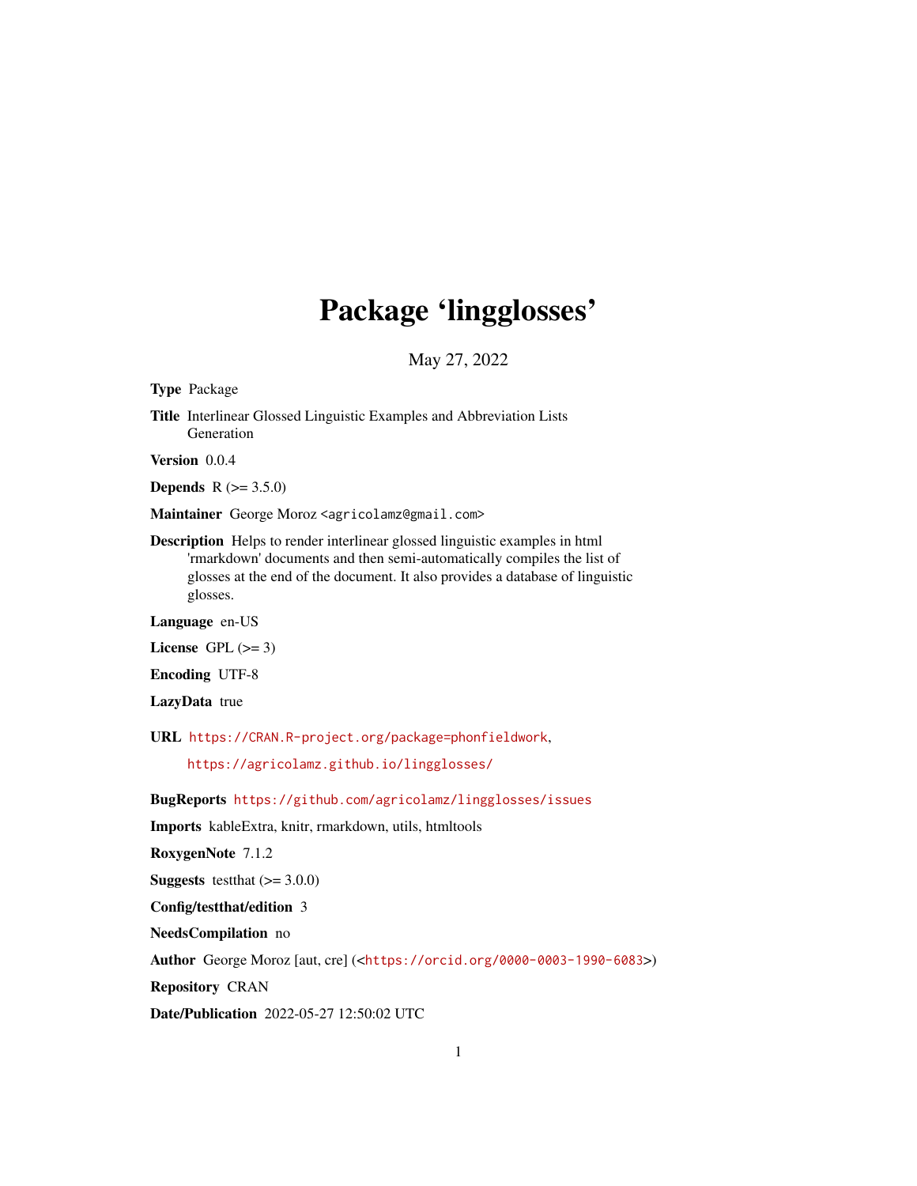# Package 'lingglosses'

May 27, 2022

**Type** Package

**Title** Interlinear Glossed Linguistic Examples and Abbreviation Lists Generation

**Version** 0.0.4

**Depends** R (>= 3.5.0)

**Maintainer** George Moroz <agricolamz@gmail.com>

**Description** Helps to render interlinear glossed linguistic examples in html 'rmarkdown' documents and then semi-automatically compiles the list of glosses at the end of the document. It also provides a database of linguistic glosses.

**Language** en-US

**License** GPL (>= 3)

**Encoding** UTF-8

**LazyData** true

**URL** https://CRAN.R-project.org/package=phonfieldwork,

https://agricolamz.github.io/lingglosses/

**BugReports** https://github.com/agricolamz/lingglosses/issues

**Imports** kableExtra, knitr, rmarkdown, utils, htmltools

**RoxygenNote** 7.1.2

**Suggests** testthat (>= 3.0.0)

**Config/testthat/edition** 3

**NeedsCompilation** no

**Author** George Moroz [aut, cre] (<https://orcid.org/0000-0003-1990-6083>)

**Repository** CRAN

**Date/Publication** 2022-05-27 12:50:02 UTC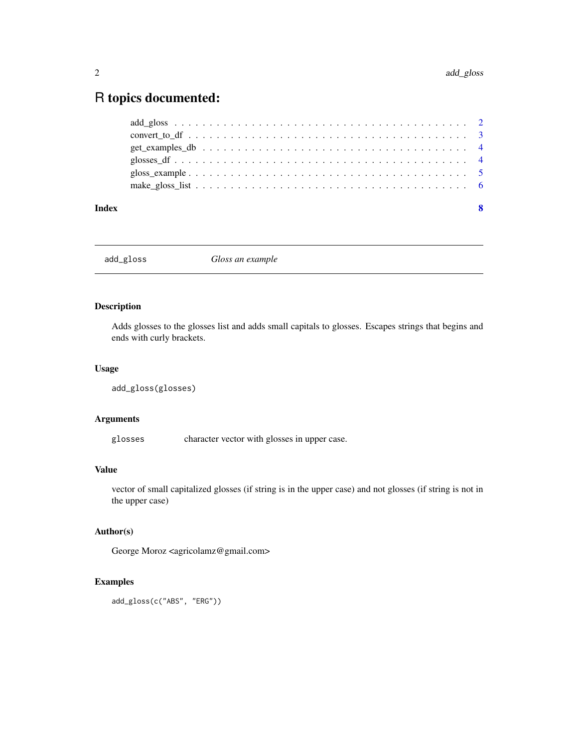# R topics documented:

add_gloss . . . . . . . . . . . . . . . . . . . . . . . . . . . . . . . . . . . . . . . . . 2
convert_to_df . . . . . . . . . . . . . . . . . . . . . . . . . . . . . . . . . . . . . . . 3
get_examples_db . . . . . . . . . . . . . . . . . . . . . . . . . . . . . . . . . . . . . 4
glosses_df . . . . . . . . . . . . . . . . . . . . . . . . . . . . . . . . . . . . . . . . . 4
gloss_example . . . . . . . . . . . . . . . . . . . . . . . . . . . . . . . . . . . . . . . 5
make_gloss_list . . . . . . . . . . . . . . . . . . . . . . . . . . . . . . . . . . . . . . 6

**Index** **8**

---

`add_gloss` *Gloss an example*

---

### Description

Adds glosses to the glosses list and adds small capitals to glosses. Escapes strings that begins and ends with curly brackets.

### Usage

```
add_gloss(glosses)
```

### Arguments

`glosses` character vector with glosses in upper case.

### Value

vector of small capitalized glosses (if string is in the upper case) and not glosses (if string is not in the upper case)

### Author(s)

George Moroz <agricolamz@gmail.com>

### Examples

```
add_gloss(c("ABS", "ERG"))
```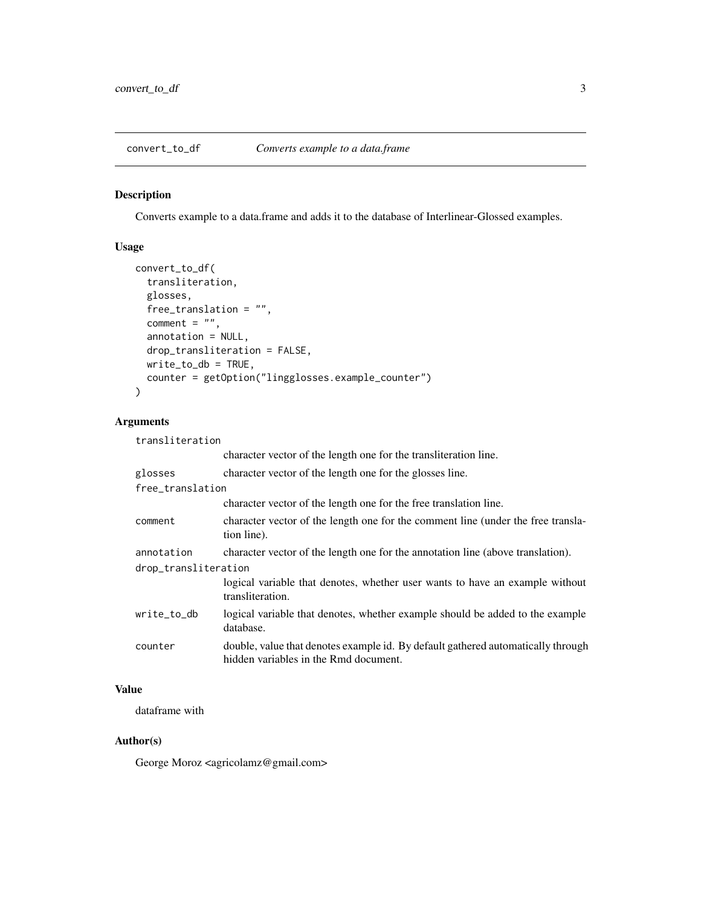# convert_to_df — *Converts example to a data.frame*

## Description

Converts example to a data.frame and adds it to the database of Interlinear-Glossed examples.

## Usage

```
convert_to_df(
  transliteration,
  glosses,
  free_translation = "",
  comment = "",
  annotation = NULL,
  drop_transliteration = FALSE,
  write_to_db = TRUE,
  counter = getOption("lingglosses.example_counter")
)
```

## Arguments

| Argument | Description |
|---|---|
| `transliteration` | character vector of the length one for the transliteration line. |
| `glosses` | character vector of the length one for the glosses line. |
| `free_translation` | character vector of the length one for the free translation line. |
| `comment` | character vector of the length one for the comment line (under the free translation line). |
| `annotation` | character vector of the length one for the annotation line (above translation). |
| `drop_transliteration` | logical variable that denotes, whether user wants to have an example without transliteration. |
| `write_to_db` | logical variable that denotes, whether example should be added to the example database. |
| `counter` | double, value that denotes example id. By default gathered automatically through hidden variables in the Rmd document. |

## Value

dataframe with

## Author(s)

George Moroz <agricolamz@gmail.com>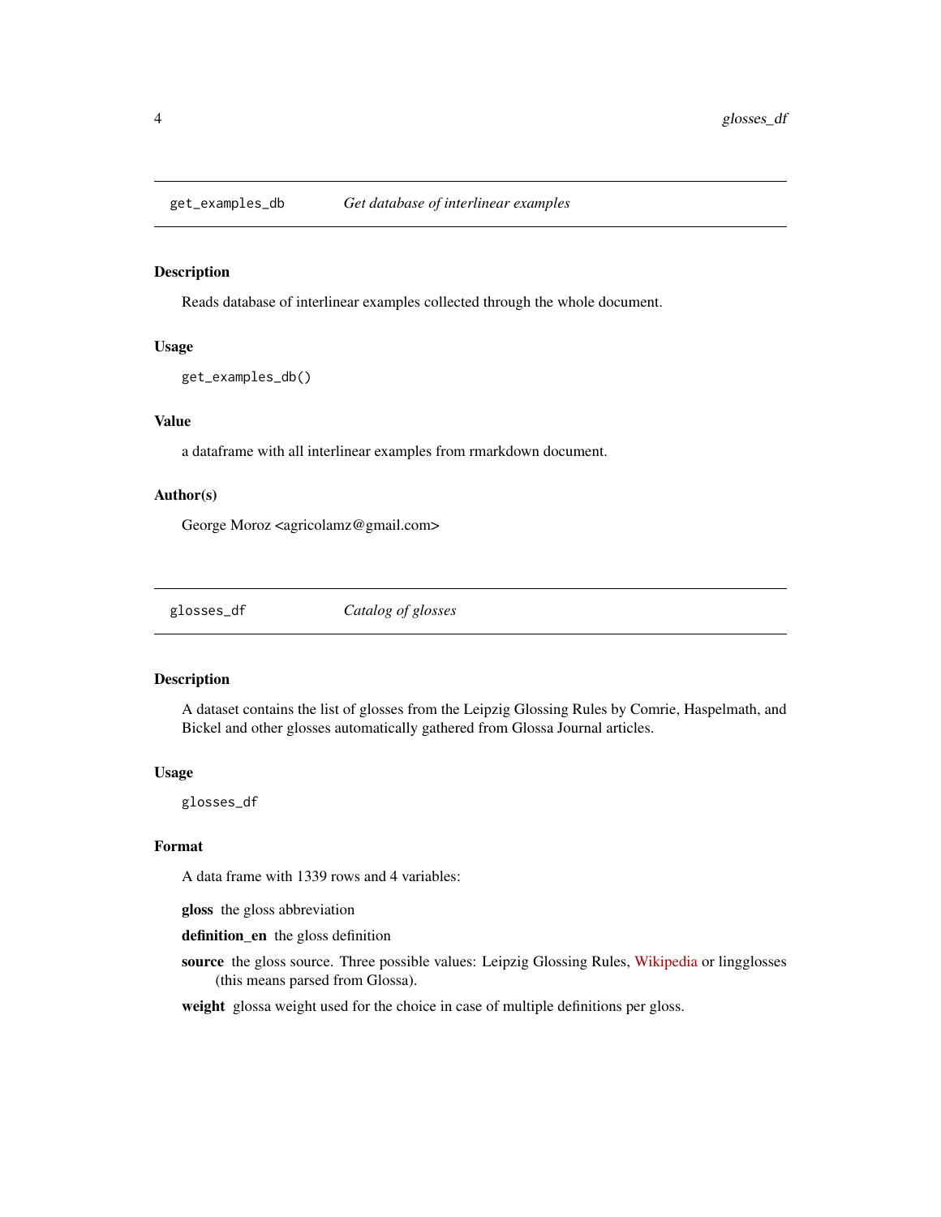## get_examples_db — *Get database of interlinear examples*

### Description

Reads database of interlinear examples collected through the whole document.

### Usage

```
get_examples_db()
```

### Value

a dataframe with all interlinear examples from rmarkdown document.

### Author(s)

George Moroz <agricolamz@gmail.com>

## glosses_df — *Catalog of glosses*

### Description

A dataset contains the list of glosses from the Leipzig Glossing Rules by Comrie, Haspelmath, and Bickel and other glosses automatically gathered from Glossa Journal articles.

### Usage

```
glosses_df
```

### Format

A data frame with 1339 rows and 4 variables:

**gloss** the gloss abbreviation

**definition_en** the gloss definition

**source** the gloss source. Three possible values: Leipzig Glossing Rules, Wikipedia or lingglosses (this means parsed from Glossa).

**weight** glossa weight used for the choice in case of multiple definitions per gloss.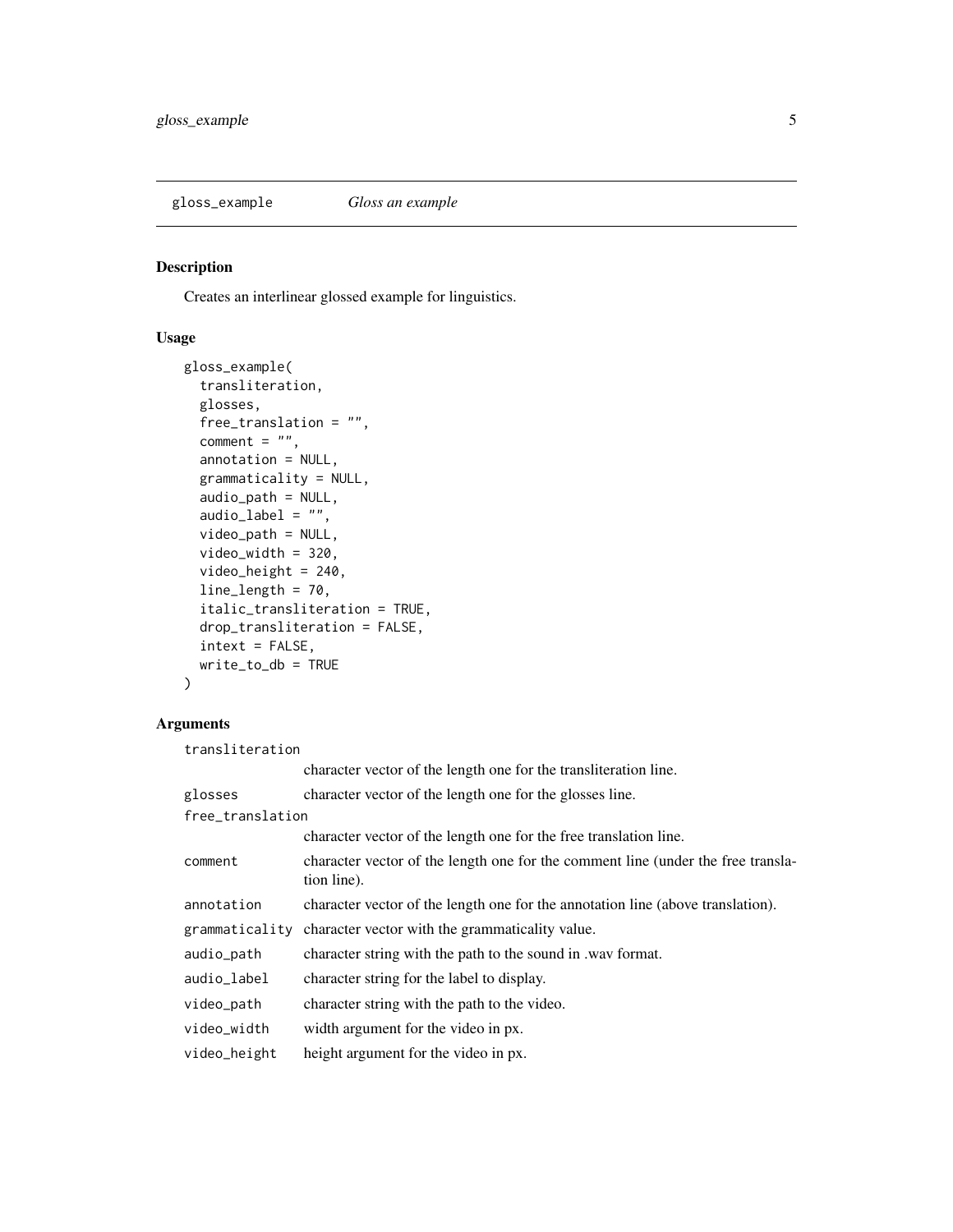## gloss_example    *Gloss an example*

### Description

Creates an interlinear glossed example for linguistics.

### Usage

```
gloss_example(
  transliteration,
  glosses,
  free_translation = "",
  comment = "",
  annotation = NULL,
  grammaticality = NULL,
  audio_path = NULL,
  audio_label = "",
  video_path = NULL,
  video_width = 320,
  video_height = 240,
  line_length = 70,
  italic_transliteration = TRUE,
  drop_transliteration = FALSE,
  intext = FALSE,
  write_to_db = TRUE
)
```

### Arguments

| Argument | Description |
|---|---|
| `transliteration` | character vector of the length one for the transliteration line. |
| `glosses` | character vector of the length one for the glosses line. |
| `free_translation` | character vector of the length one for the free translation line. |
| `comment` | character vector of the length one for the comment line (under the free translation line). |
| `annotation` | character vector of the length one for the annotation line (above translation). |
| `grammaticality` | character vector with the grammaticality value. |
| `audio_path` | character string with the path to the sound in .wav format. |
| `audio_label` | character string for the label to display. |
| `video_path` | character string with the path to the video. |
| `video_width` | width argument for the video in px. |
| `video_height` | height argument for the video in px. |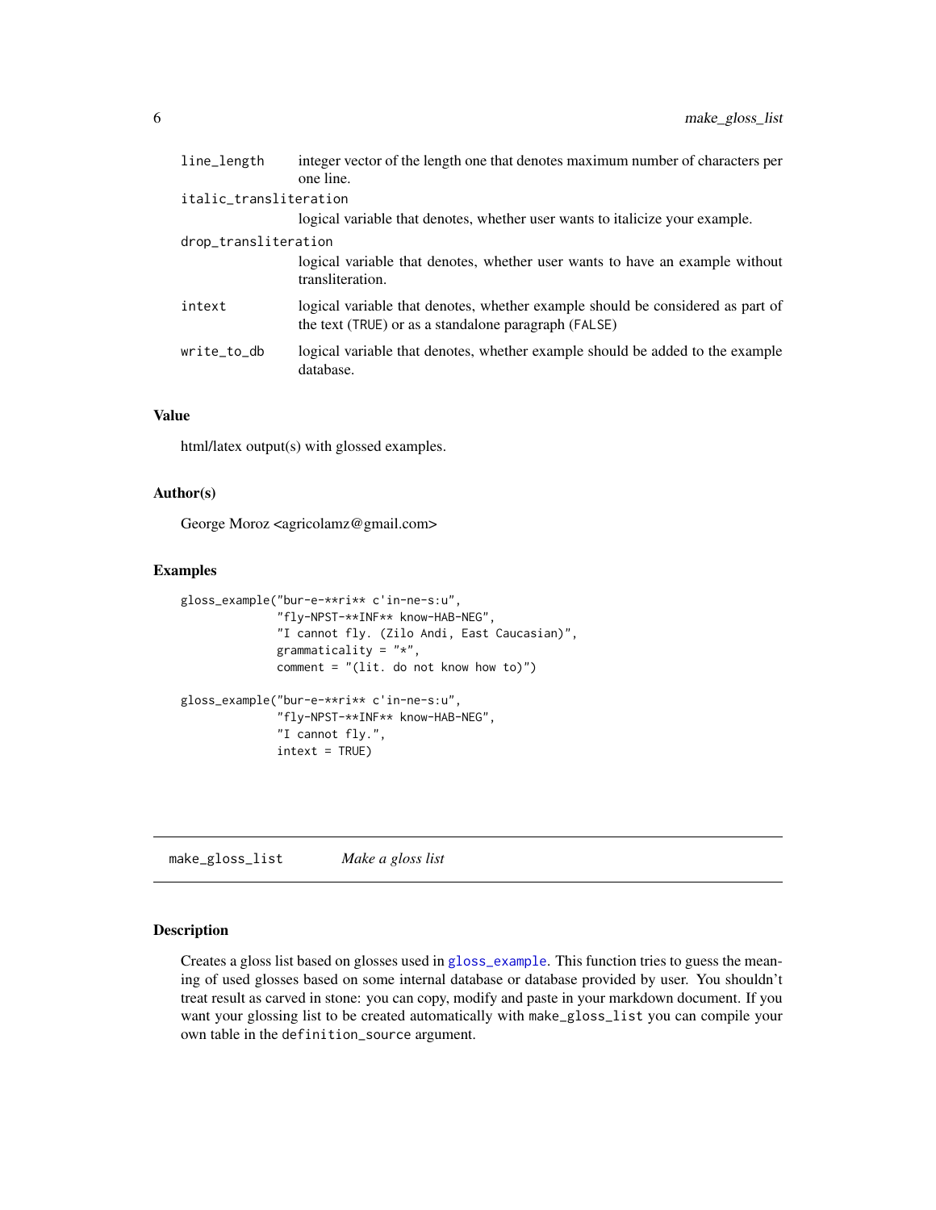| | |
|---|---|
| line_length | integer vector of the length one that denotes maximum number of characters per one line. |
| italic_transliteration | logical variable that denotes, whether user wants to italicize your example. |
| drop_transliteration | logical variable that denotes, whether user wants to have an example without transliteration. |
| intext | logical variable that denotes, whether example should be considered as part of the text (TRUE) or as a standalone paragraph (FALSE) |
| write_to_db | logical variable that denotes, whether example should be added to the example database. |

### Value

html/latex output(s) with glossed examples.

### Author(s)

George Moroz <agricolamz@gmail.com>

### Examples

```
gloss_example("bur-e-**ri** c'in-ne-s:u",
              "fly-NPST-**INF** know-HAB-NEG",
              "I cannot fly. (Zilo Andi, East Caucasian)",
              grammaticality = "*",
              comment = "(lit. do not know how to)")

gloss_example("bur-e-**ri** c'in-ne-s:u",
              "fly-NPST-**INF** know-HAB-NEG",
              "I cannot fly.",
              intext = TRUE)
```

---

## make_gloss_list *Make a gloss list*

### Description

Creates a gloss list based on glosses used in gloss_example. This function tries to guess the meaning of used glosses based on some internal database or database provided by user. You shouldn't treat result as carved in stone: you can copy, modify and paste in your markdown document. If you want your glossing list to be created automatically with make_gloss_list you can compile your own table in the definition_source argument.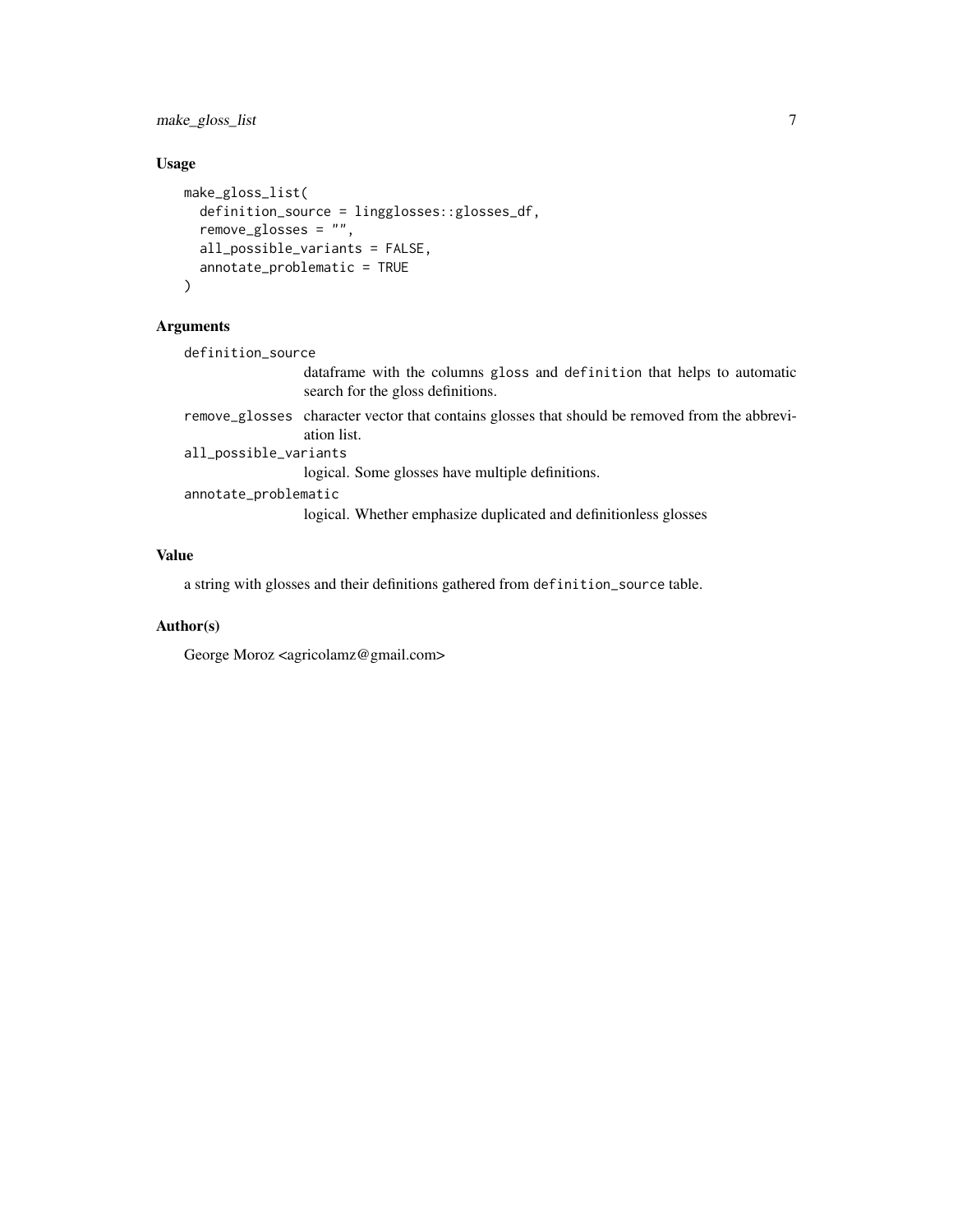### Usage

```
make_gloss_list(
  definition_source = lingglosses::glosses_df,
  remove_glosses = "",
  all_possible_variants = FALSE,
  annotate_problematic = TRUE
)
```

### Arguments

`definition_source`
: dataframe with the columns `gloss` and `definition` that helps to automatic search for the gloss definitions.

`remove_glosses`
: character vector that contains glosses that should be removed from the abbreviation list.

`all_possible_variants`
: logical. Some glosses have multiple definitions.

`annotate_problematic`
: logical. Whether emphasize duplicated and definitionless glosses

### Value

a string with glosses and their definitions gathered from `definition_source` table.

### Author(s)

George Moroz <agricolamz@gmail.com>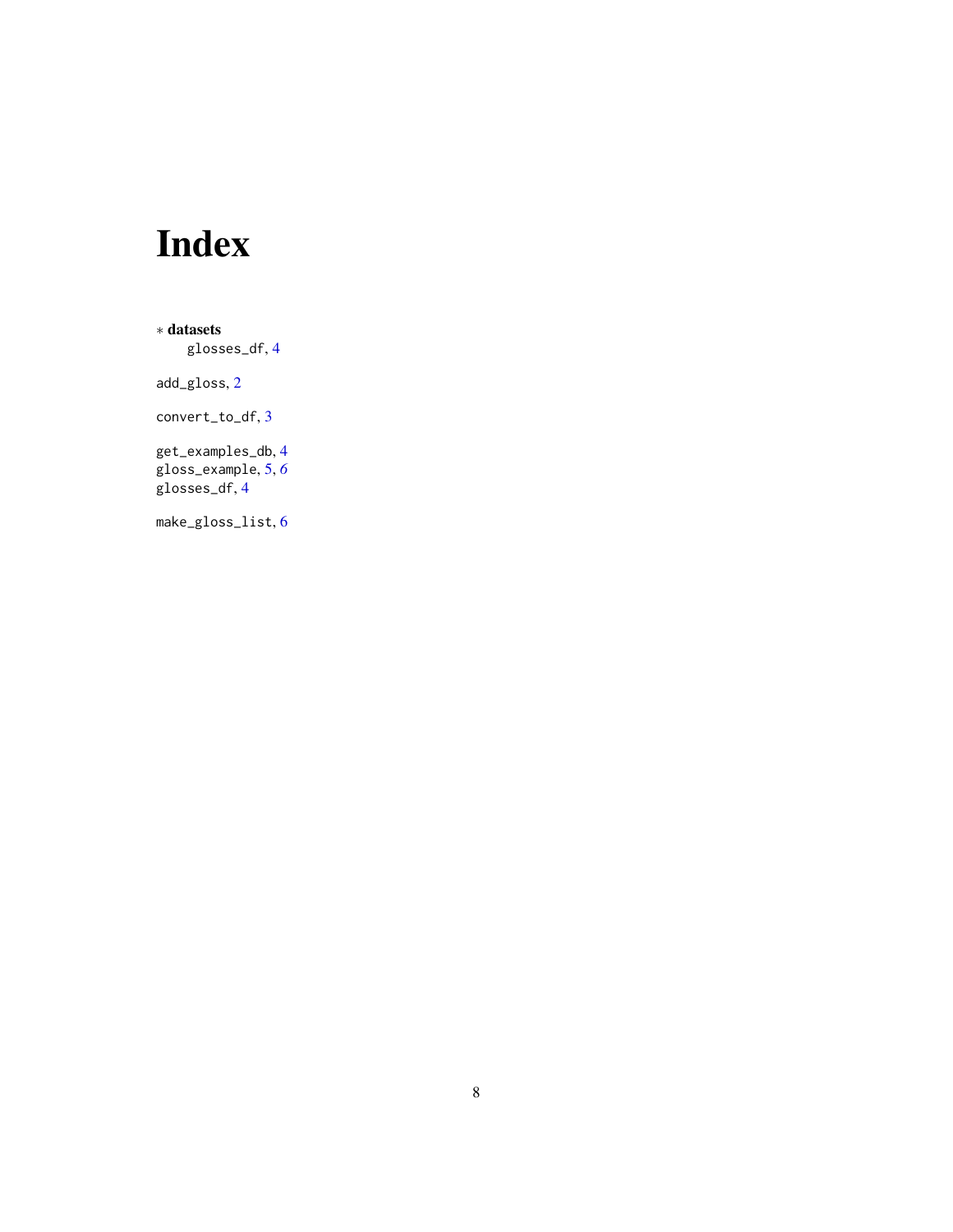# Index

∗ **datasets**
    glosses_df, 4

add_gloss, 2

convert_to_df, 3

get_examples_db, 4
gloss_example, 5, *6*
glosses_df, 4

make_gloss_list, 6